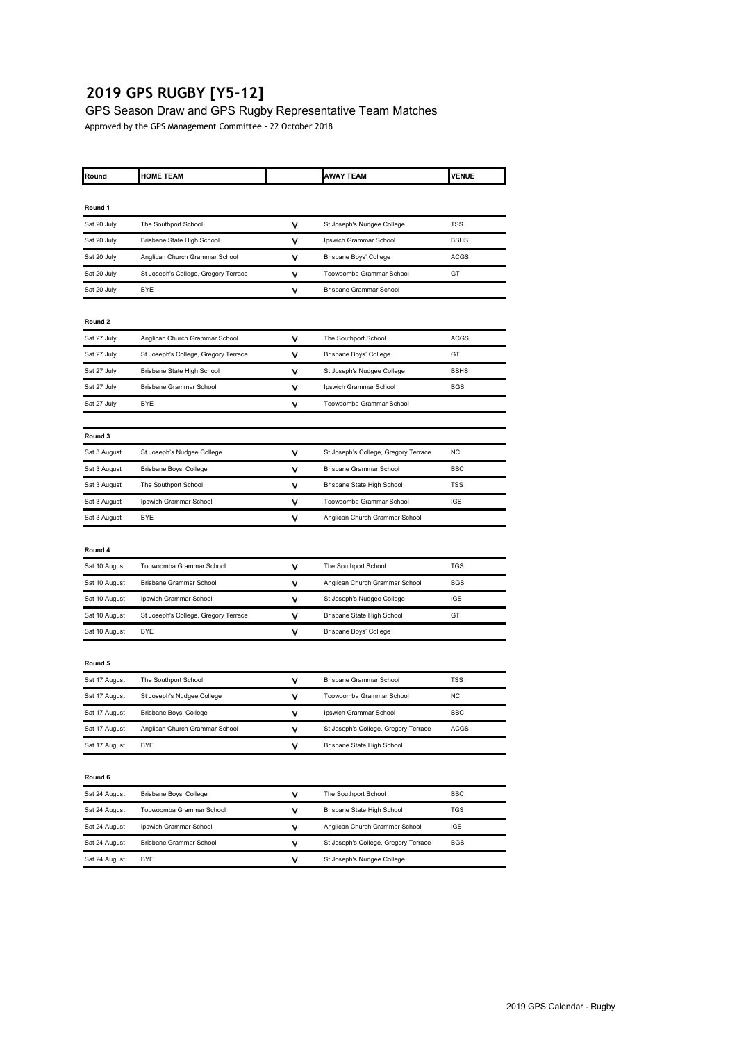# 2019 GPS RUGBY [Y5-12]

GPS Season Draw and GPS Rugby Representative Team Matches

Approved by the GPS Management Committee - 22 October 2018

| Round | HOME TEAM | | AWAY TEAM | VENUE |
|---|---|---|---|---|
| **Round 1** | | | | |
| Sat 20 July | The Southport School | V | St Joseph's Nudgee College | TSS |
| Sat 20 July | Brisbane State High School | V | Ipswich Grammar School | BSHS |
| Sat 20 July | Anglican Church Grammar School | V | Brisbane Boys' College | ACGS |
| Sat 20 July | St Joseph's College, Gregory Terrace | V | Toowoomba Grammar School | GT |
| Sat 20 July | BYE | V | Brisbane Grammar School | |
| **Round 2** | | | | |
| Sat 27 July | Anglican Church Grammar School | V | The Southport School | ACGS |
| Sat 27 July | St Joseph's College, Gregory Terrace | V | Brisbane Boys' College | GT |
| Sat 27 July | Brisbane State High School | V | St Joseph's Nudgee College | BSHS |
| Sat 27 July | Brisbane Grammar School | V | Ipswich Grammar School | BGS |
| Sat 27 July | BYE | V | Toowoomba Grammar School | |
| **Round 3** | | | | |
| Sat 3 August | St Joseph's Nudgee College | V | St Joseph's College, Gregory Terrace | NC |
| Sat 3 August | Brisbane Boys' College | V | Brisbane Grammar School | BBC |
| Sat 3 August | The Southport School | V | Brisbane State High School | TSS |
| Sat 3 August | Ipswich Grammar School | V | Toowoomba Grammar School | IGS |
| Sat 3 August | BYE | V | Anglican Church Grammar School | |
| **Round 4** | | | | |
| Sat 10 August | Toowoomba Grammar School | V | The Southport School | TGS |
| Sat 10 August | Brisbane Grammar School | V | Anglican Church Grammar School | BGS |
| Sat 10 August | Ipswich Grammar School | V | St Joseph's Nudgee College | IGS |
| Sat 10 August | St Joseph's College, Gregory Terrace | V | Brisbane State High School | GT |
| Sat 10 August | BYE | V | Brisbane Boys' College | |
| **Round 5** | | | | |
| Sat 17 August | The Southport School | V | Brisbane Grammar School | TSS |
| Sat 17 August | St Joseph's Nudgee College | V | Toowoomba Grammar School | NC |
| Sat 17 August | Brisbane Boys' College | V | Ipswich Grammar School | BBC |
| Sat 17 August | Anglican Church Grammar School | V | St Joseph's College, Gregory Terrace | ACGS |
| Sat 17 August | BYE | V | Brisbane State High School | |
| **Round 6** | | | | |
| Sat 24 August | Brisbane Boys' College | V | The Southport School | BBC |
| Sat 24 August | Toowoomba Grammar School | V | Brisbane State High School | TGS |
| Sat 24 August | Ipswich Grammar School | V | Anglican Church Grammar School | IGS |
| Sat 24 August | Brisbane Grammar School | V | St Joseph's College, Gregory Terrace | BGS |
| Sat 24 August | BYE | V | St Joseph's Nudgee College | |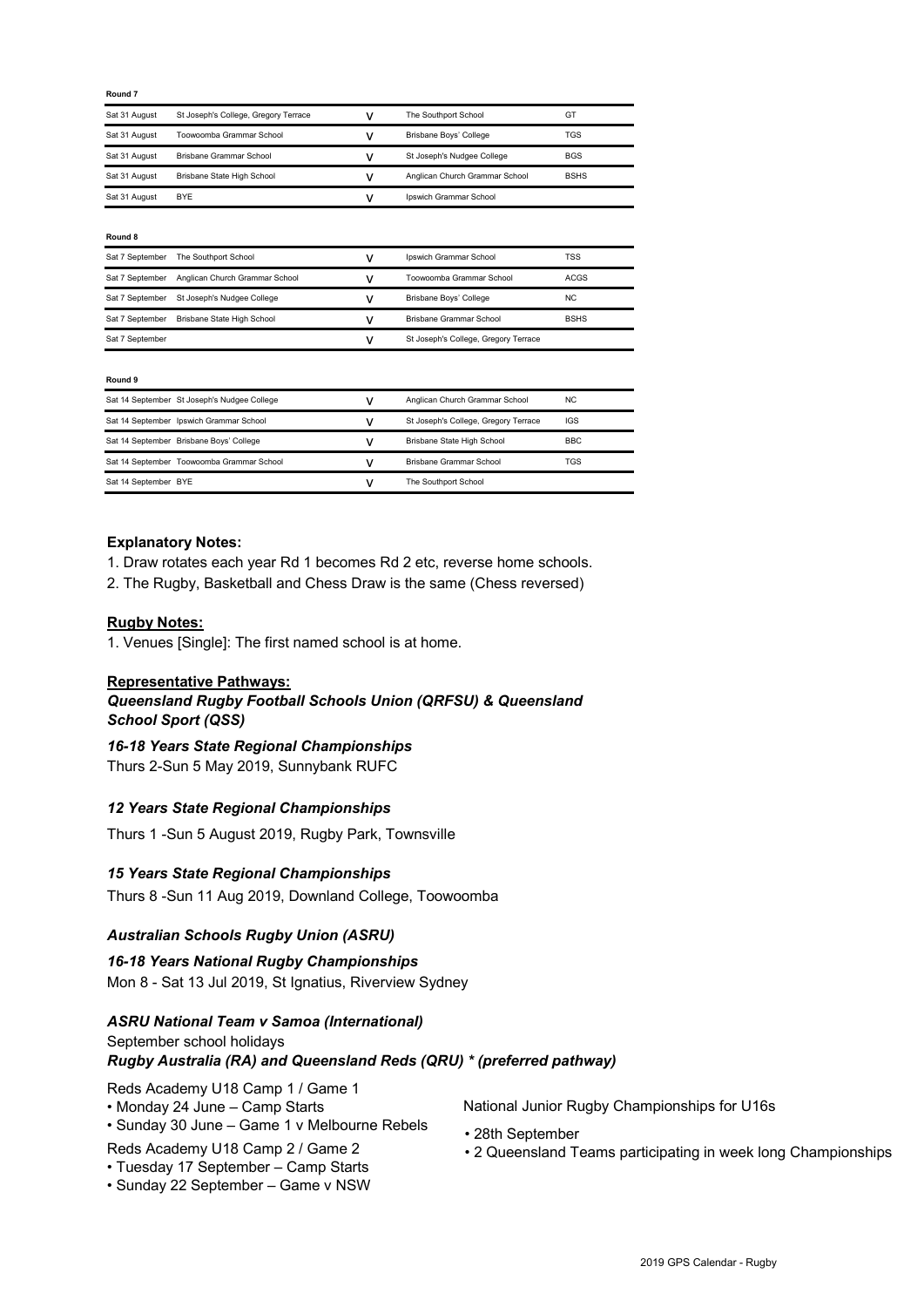**Round 7**

| | | | | |
|---|---|---|---|---|
| Sat 31 August | St Joseph's College, Gregory Terrace | V | The Southport School | GT |
| Sat 31 August | Toowoomba Grammar School | V | Brisbane Boys' College | TGS |
| Sat 31 August | Brisbane Grammar School | V | St Joseph's Nudgee College | BGS |
| Sat 31 August | Brisbane State High School | V | Anglican Church Grammar School | BSHS |
| Sat 31 August | BYE | V | Ipswich Grammar School | |

**Round 8**

| | | | | |
|---|---|---|---|---|
| Sat 7 September | The Southport School | V | Ipswich Grammar School | TSS |
| Sat 7 September | Anglican Church Grammar School | V | Toowoomba Grammar School | ACGS |
| Sat 7 September | St Joseph's Nudgee College | V | Brisbane Boys' College | NC |
| Sat 7 September | Brisbane State High School | V | Brisbane Grammar School | BSHS |
| Sat 7 September | | V | St Joseph's College, Gregory Terrace | |

**Round 9**

| | | | | |
|---|---|---|---|---|
| Sat 14 September | St Joseph's Nudgee College | V | Anglican Church Grammar School | NC |
| Sat 14 September | Ipswich Grammar School | V | St Joseph's College, Gregory Terrace | IGS |
| Sat 14 September | Brisbane Boys' College | V | Brisbane State High School | BBC |
| Sat 14 September | Toowoomba Grammar School | V | Brisbane Grammar School | TGS |
| Sat 14 September | BYE | V | The Southport School | |

**Explanatory Notes:**

1. Draw rotates each year Rd 1 becomes Rd 2 etc, reverse home schools.
2. The Rugby, Basketball and Chess Draw is the same (Chess reversed)

**Rugby Notes:**

1. Venues [Single]: The first named school is at home.

**Representative Pathways:**

***Queensland Rugby Football Schools Union (QRFSU) & Queensland School Sport (QSS)***

***16-18 Years State Regional Championships***

Thurs 2-Sun 5 May 2019, Sunnybank RUFC

***12 Years State Regional Championships***

Thurs 1 -Sun 5 August 2019, Rugby Park, Townsville

***15 Years State Regional Championships***

Thurs 8 -Sun 11 Aug 2019, Downland College, Toowoomba

***Australian Schools Rugby Union (ASRU)***

***16-18 Years National Rugby Championships***

Mon 8 - Sat 13 Jul 2019, St Ignatius, Riverview Sydney

***ASRU National Team v Samoa (International)***

September school holidays

***Rugby Australia (RA) and Queensland Reds (QRU) \* (preferred pathway)***

Reds Academy U18 Camp 1 / Game 1

- Monday 24 June – Camp Starts
- Sunday 30 June – Game 1 v Melbourne Rebels

Reds Academy U18 Camp 2 / Game 2

- Tuesday 17 September – Camp Starts
- Sunday 22 September – Game v NSW

National Junior Rugby Championships for U16s

- 28th September
- 2 Queensland Teams participating in week long Championships